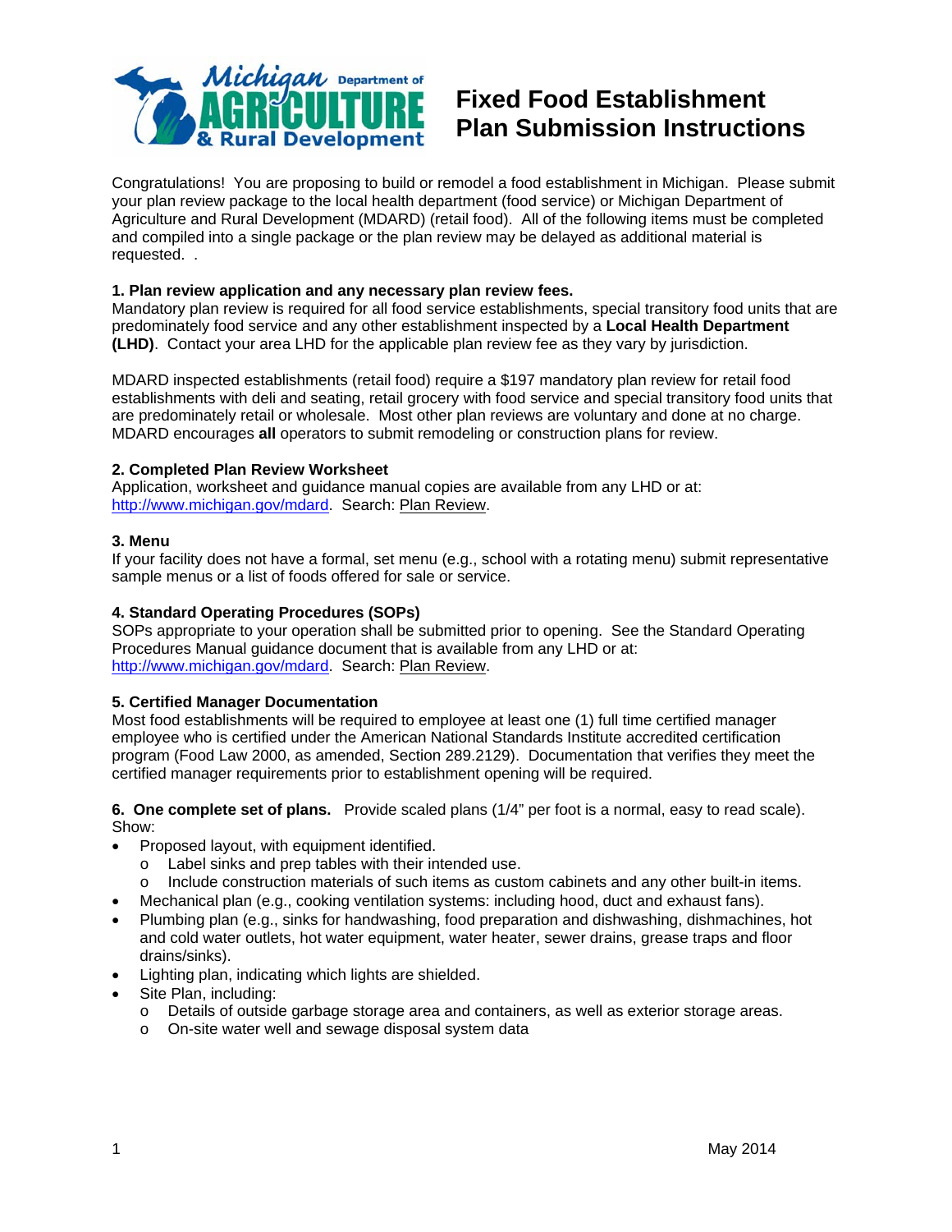# Fixed Food Establishment Plan Submission Instructions

Congratulations! You are proposing to build or remodel a food establishment in Michigan. Please submit your plan review package to the local health department (food service) or Michigan Department of Agriculture and Rural Development (MDARD) (retail food). All of the following items must be completed and compiled into a single package or the plan review may be delayed as additional material is requested. .

**1. Plan review application and any necessary plan review fees.**
Mandatory plan review is required for all food service establishments, special transitory food units that are predominately food service and any other establishment inspected by a **Local Health Department (LHD)**. Contact your area LHD for the applicable plan review fee as they vary by jurisdiction.

MDARD inspected establishments (retail food) require a $197 mandatory plan review for retail food establishments with deli and seating, retail grocery with food service and special transitory food units that are predominately retail or wholesale. Most other plan reviews are voluntary and done at no charge. MDARD encourages **all** operators to submit remodeling or construction plans for review.

**2. Completed Plan Review Worksheet**
Application, worksheet and guidance manual copies are available from any LHD or at: http://www.michigan.gov/mdard. Search: Plan Review.

**3. Menu**
If your facility does not have a formal, set menu (e.g., school with a rotating menu) submit representative sample menus or a list of foods offered for sale or service.

**4. Standard Operating Procedures (SOPs)**
SOPs appropriate to your operation shall be submitted prior to opening. See the Standard Operating Procedures Manual guidance document that is available from any LHD or at: http://www.michigan.gov/mdard. Search: Plan Review.

**5. Certified Manager Documentation**
Most food establishments will be required to employee at least one (1) full time certified manager employee who is certified under the American National Standards Institute accredited certification program (Food Law 2000, as amended, Section 289.2129). Documentation that verifies they meet the certified manager requirements prior to establishment opening will be required.

**6. One complete set of plans.** Provide scaled plans (1/4" per foot is a normal, easy to read scale). Show:

- Proposed layout, with equipment identified.
  - Label sinks and prep tables with their intended use.
  - Include construction materials of such items as custom cabinets and any other built-in items.
- Mechanical plan (e.g., cooking ventilation systems: including hood, duct and exhaust fans).
- Plumbing plan (e.g., sinks for handwashing, food preparation and dishwashing, dishmachines, hot and cold water outlets, hot water equipment, water heater, sewer drains, grease traps and floor drains/sinks).
- Lighting plan, indicating which lights are shielded.
- Site Plan, including:
  - Details of outside garbage storage area and containers, as well as exterior storage areas.
  - On-site water well and sewage disposal system data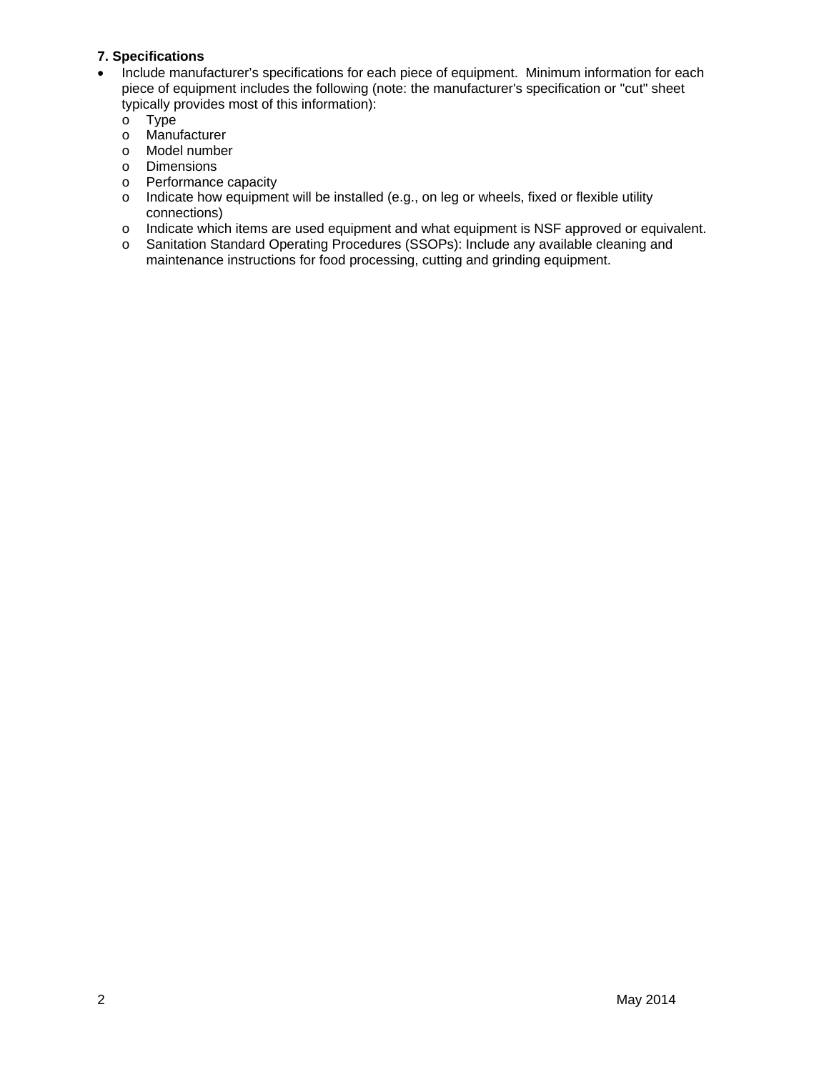**7. Specifications**

- Include manufacturer's specifications for each piece of equipment. Minimum information for each piece of equipment includes the following (note: the manufacturer's specification or "cut" sheet typically provides most of this information):
  - Type
  - Manufacturer
  - Model number
  - Dimensions
  - Performance capacity
  - Indicate how equipment will be installed (e.g., on leg or wheels, fixed or flexible utility connections)
  - Indicate which items are used equipment and what equipment is NSF approved or equivalent.
  - Sanitation Standard Operating Procedures (SSOPs): Include any available cleaning and maintenance instructions for food processing, cutting and grinding equipment.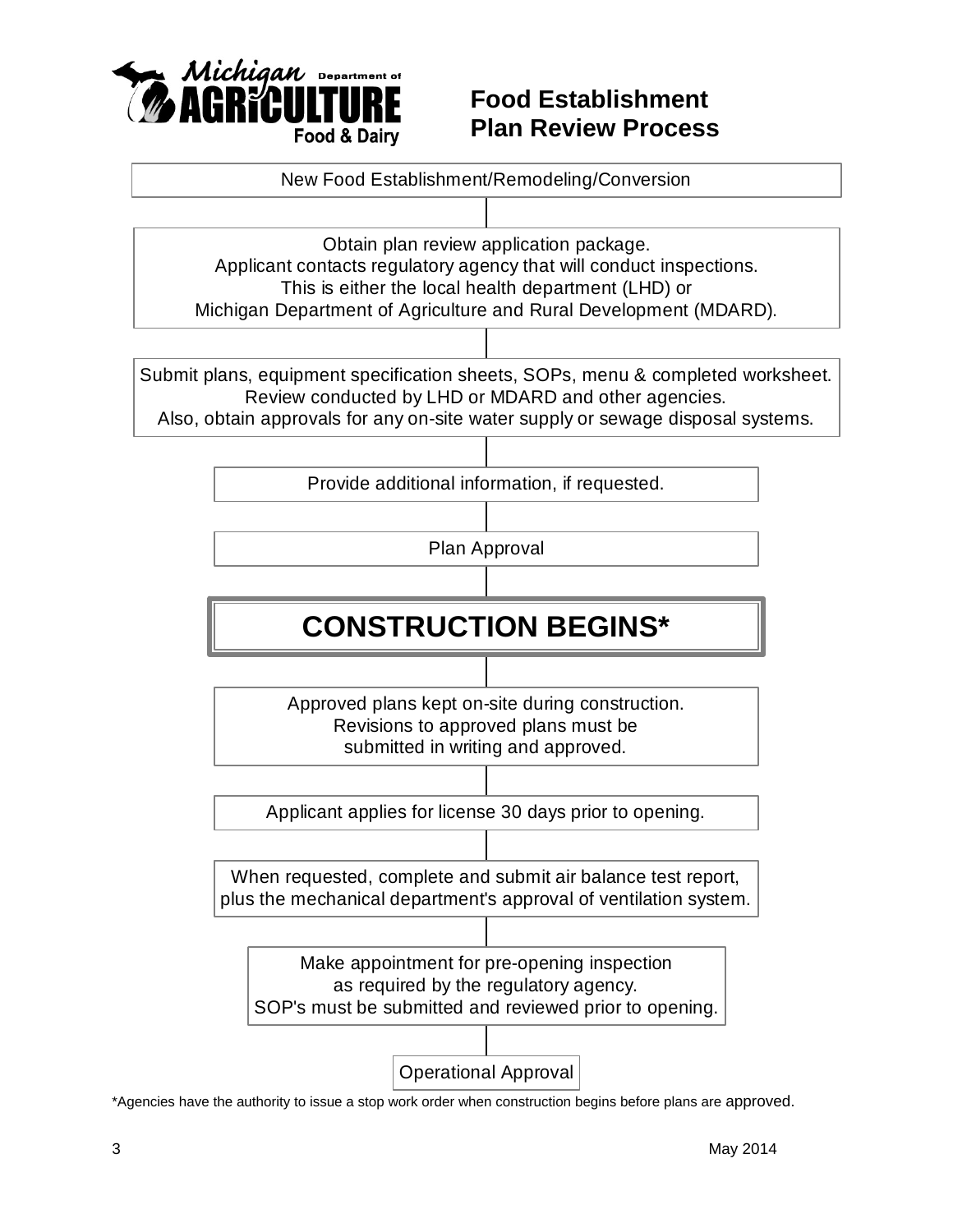Michigan Department of AGRICULTURE Food & Dairy

# Food Establishment Plan Review Process

New Food Establishment/Remodeling/Conversion

Obtain plan review application package.
Applicant contacts regulatory agency that will conduct inspections.
This is either the local health department (LHD) or
Michigan Department of Agriculture and Rural Development (MDARD).

Submit plans, equipment specification sheets, SOPs, menu & completed worksheet.
Review conducted by LHD or MDARD and other agencies.
Also, obtain approvals for any on-site water supply or sewage disposal systems.

Provide additional information, if requested.

Plan Approval

**CONSTRUCTION BEGINS***

Approved plans kept on-site during construction.
Revisions to approved plans must be
submitted in writing and approved.

Applicant applies for license 30 days prior to opening.

When requested, complete and submit air balance test report,
plus the mechanical department's approval of ventilation system.

Make appointment for pre-opening inspection
as required by the regulatory agency.
SOP's must be submitted and reviewed prior to opening.

Operational Approval

*Agencies have the authority to issue a stop work order when construction begins before plans are approved.

May 2014